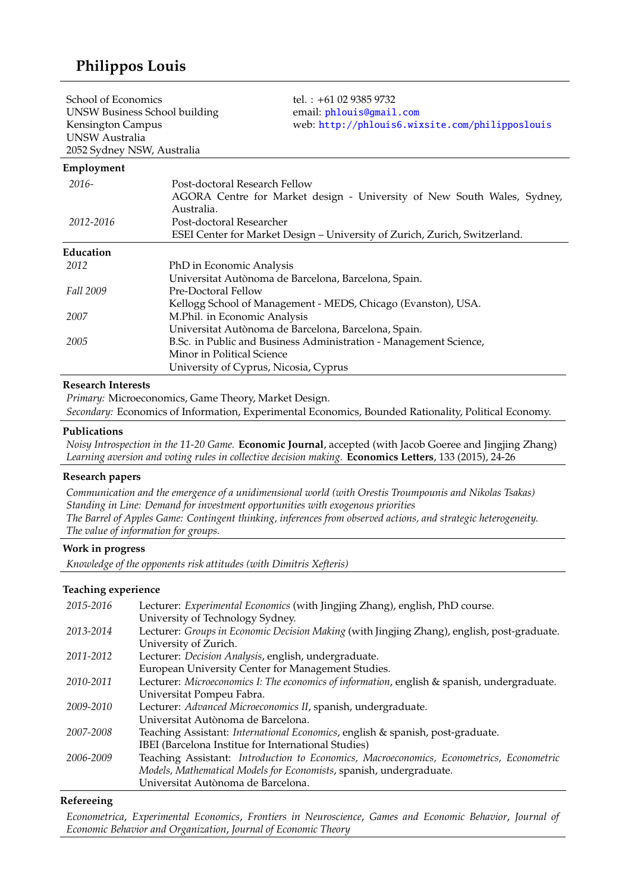# Philippos Louis

School of Economics
UNSW Business School building
Kensington Campus
UNSW Australia
2052 Sydney NSW, Australia

tel. : +61 02 9385 9732
email: phlouis@gmail.com
web: http://phlouis6.wixsite.com/philipposlouis

## Employment

| | |
|---|---|
| *2016-* | Post-doctoral Research Fellow<br>AGORA Centre for Market design - University of New South Wales, Sydney, Australia. |
| *2012-2016* | Post-doctoral Researcher<br>ESEI Center for Market Design – University of Zurich, Zurich, Switzerland. |

## Education

| | |
|---|---|
| *2012* | PhD in Economic Analysis<br>Universitat Autònoma de Barcelona, Barcelona, Spain. |
| *Fall 2009* | Pre-Doctoral Fellow<br>Kellogg School of Management - MEDS, Chicago (Evanston), USA. |
| *2007* | M.Phil. in Economic Analysis<br>Universitat Autònoma de Barcelona, Barcelona, Spain. |
| *2005* | B.Sc. in Public and Business Administration - Management Science,<br>Minor in Political Science<br>University of Cyprus, Nicosia, Cyprus |

## Research Interests

*Primary:* Microeconomics, Game Theory, Market Design.
*Secondary:* Economics of Information, Experimental Economics, Bounded Rationality, Political Economy.

## Publications

*Noisy Introspection in the 11-20 Game.* **Economic Journal**, accepted (with Jacob Goeree and Jingjing Zhang)
*Learning aversion and voting rules in collective decision making.* **Economics Letters**, 133 (2015), 24-26

## Research papers

*Communication and the emergence of a unidimensional world (with Orestis Troumpounis and Nikolas Tsakas)*
*Standing in Line: Demand for investment opportunities with exogenous priorities*
*The Barrel of Apples Game: Contingent thinking, inferences from observed actions, and strategic heterogeneity.*
*The value of information for groups.*

## Work in progress

*Knowledge of the opponents risk attitudes (with Dimitris Xefteris)*

## Teaching experience

| | |
|---|---|
| *2015-2016* | Lecturer: *Experimental Economics* (with Jingjing Zhang), english, PhD course.<br>University of Technology Sydney. |
| *2013-2014* | Lecturer: *Groups in Economic Decision Making* (with Jingjing Zhang), english, post-graduate.<br>University of Zurich. |
| *2011-2012* | Lecturer: *Decision Analysis*, english, undergraduate.<br>European University Center for Management Studies. |
| *2010-2011* | Lecturer: *Microeconomics I: The economics of information*, english & spanish, undergraduate.<br>Universitat Pompeu Fabra. |
| *2009-2010* | Lecturer: *Advanced Microeconomics II*, spanish, undergraduate.<br>Universitat Autònoma de Barcelona. |
| *2007-2008* | Teaching Assistant: *International Economics*, english & spanish, post-graduate.<br>IBEI (Barcelona Institue for International Studies) |
| *2006-2009* | Teaching Assistant: *Introduction to Economics, Macroeconomics, Econometrics, Econometric Models, Mathematical Models for Economists*, spanish, undergraduate.<br>Universitat Autònoma de Barcelona. |

## Refereeing

*Econometrica*, *Experimental Economics*, *Frontiers in Neuroscience*, *Games and Economic Behavior*, *Journal of Economic Behavior and Organization*, *Journal of Economic Theory*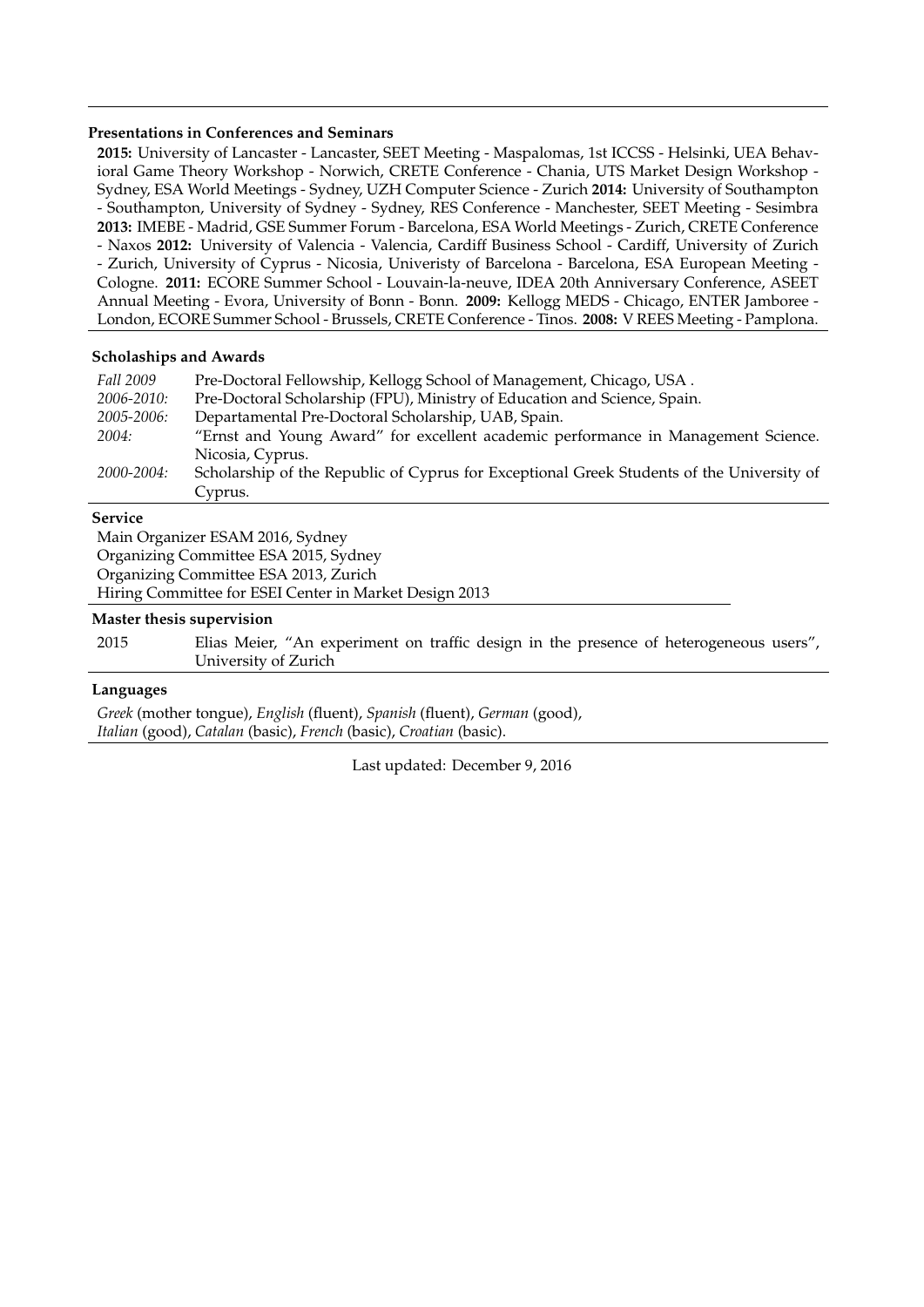## Presentations in Conferences and Seminars

**2015:** University of Lancaster - Lancaster, SEET Meeting - Maspalomas, 1st ICCSS - Helsinki, UEA Behavioral Game Theory Workshop - Norwich, CRETE Conference - Chania, UTS Market Design Workshop - Sydney, ESA World Meetings - Sydney, UZH Computer Science - Zurich **2014:** University of Southampton - Southampton, University of Sydney - Sydney, RES Conference - Manchester, SEET Meeting - Sesimbra **2013:** IMEBE - Madrid, GSE Summer Forum - Barcelona, ESA World Meetings - Zurich, CRETE Conference - Naxos **2012:** University of Valencia - Valencia, Cardiff Business School - Cardiff, University of Zurich - Zurich, University of Cyprus - Nicosia, Univeristy of Barcelona - Barcelona, ESA European Meeting - Cologne. **2011:** ECORE Summer School - Louvain-la-neuve, IDEA 20th Anniversary Conference, ASEET Annual Meeting - Evora, University of Bonn - Bonn. **2009:** Kellogg MEDS - Chicago, ENTER Jamboree - London, ECORE Summer School - Brussels, CRETE Conference - Tinos. **2008:** V REES Meeting - Pamplona.

## Scholaships and Awards

| | |
|---|---|
| *Fall 2009* | Pre-Doctoral Fellowship, Kellogg School of Management, Chicago, USA . |
| *2006-2010:* | Pre-Doctoral Scholarship (FPU), Ministry of Education and Science, Spain. |
| *2005-2006:* | Departamental Pre-Doctoral Scholarship, UAB, Spain. |
| *2004:* | "Ernst and Young Award" for excellent academic performance in Management Science. Nicosia, Cyprus. |
| *2000-2004:* | Scholarship of the Republic of Cyprus for Exceptional Greek Students of the University of Cyprus. |

## Service

Main Organizer ESAM 2016, Sydney
Organizing Committee ESA 2015, Sydney
Organizing Committee ESA 2013, Zurich
Hiring Committee for ESEI Center in Market Design 2013

## Master thesis supervision

| | |
|---|---|
| 2015 | Elias Meier, "An experiment on traffic design in the presence of heterogeneous users", University of Zurich |

## Languages

*Greek* (mother tongue), *English* (fluent), *Spanish* (fluent), *German* (good),
*Italian* (good), *Catalan* (basic), *French* (basic), *Croatian* (basic).

Last updated: December 9, 2016